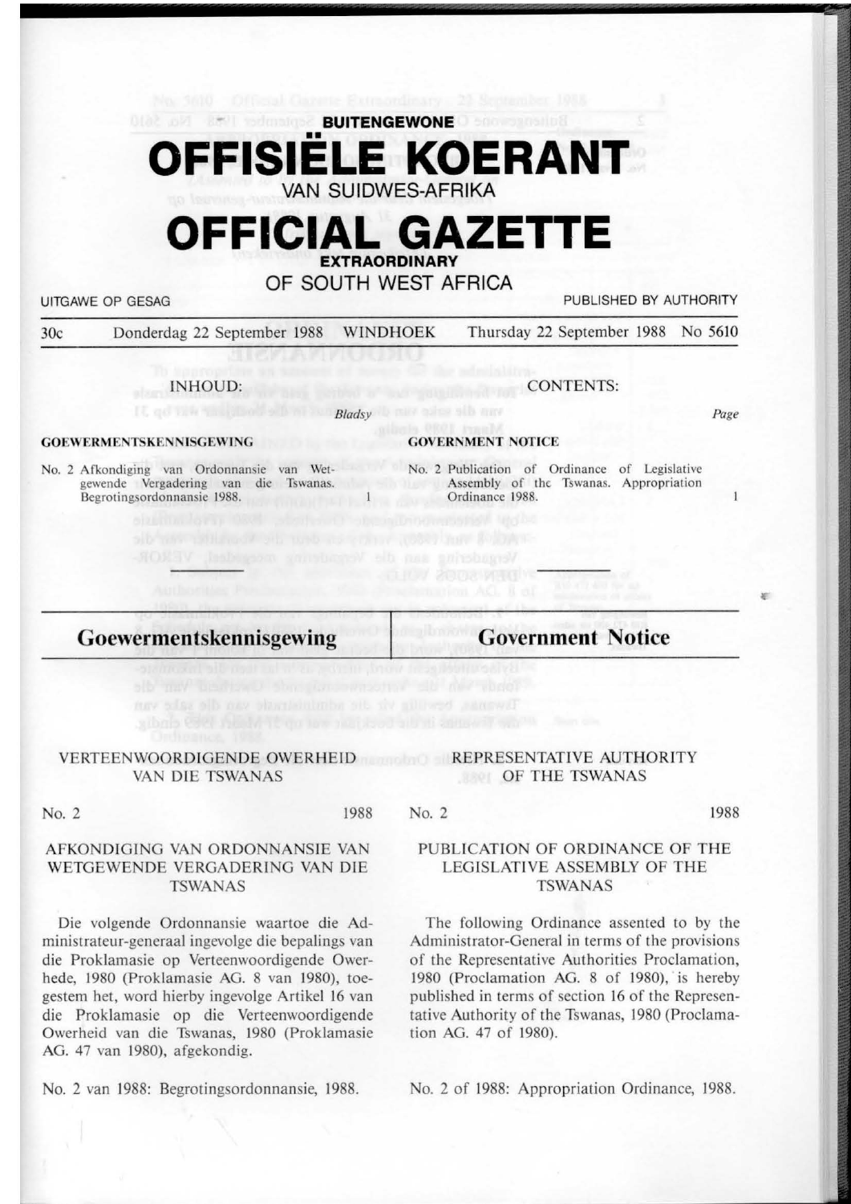**BUITENGEWONE**

# OFFISIËLE KOERANT

VAN SUIDWES-AFRIKA

# OFFICIAL GAZETTE

**EXTRAORDINARY**

OF SOUTH WEST AFRICA

UITGAWE OP GESAG — PUBLISHED BY AUTHORITY

30c — Donderdag 22 September 1988 — WINDHOEK — Thursday 22 September 1988 — No 5610

INHOUD: — *Bladsy*

**GOEWERMENTSKENNISGEWING**

No. 2 Afkondiging van Ordonnansie van Wetgewende Vergadering van die Tswanas. Begrotingsordonnansie 1988. — 1

CONTENTS: — *Page*

**GOVERNMENT NOTICE**

No. 2 Publication of Ordinance of Legislative Assembly of the Tswanas. Appropriation Ordinance 1988. — 1

## Goewermentskennisgewing

VERTEENWOORDIGENDE OWERHEID VAN DIE TSWANAS

No. 2 — 1988

### AFKONDIGING VAN ORDONNANSIE VAN WETGEWENDE VERGADERING VAN DIE TSWANAS

Die volgende Ordonnansie waartoe die Administrateur-generaal ingevolge die bepalings van die Proklamasie op Verteenwoordigende Owerhede, 1980 (Proklamasie AG. 8 van 1980), toegestem het, word hierby ingevolge Artikel 16 van die Proklamasie op die Verteenwoordigende Owerheid van die Tswanas, 1980 (Proklamasie AG. 47 van 1980), afgekondig.

No. 2 van 1988: Begrotingsordonnansie, 1988.

## Government Notice

REPRESENTATIVE AUTHORITY OF THE TSWANAS

No. 2 — 1988

### PUBLICATION OF ORDINANCE OF THE LEGISLATIVE ASSEMBLY OF THE TSWANAS

The following Ordinance assented to by the Administrator-General in terms of the provisions of the Representative Authorities Proclamation, 1980 (Proclamation AG. 8 of 1980), is hereby published in terms of section 16 of the Representative Authority of the Tswanas, 1980 (Proclamation AG. 47 of 1980).

No. 2 of 1988: Appropriation Ordinance, 1988.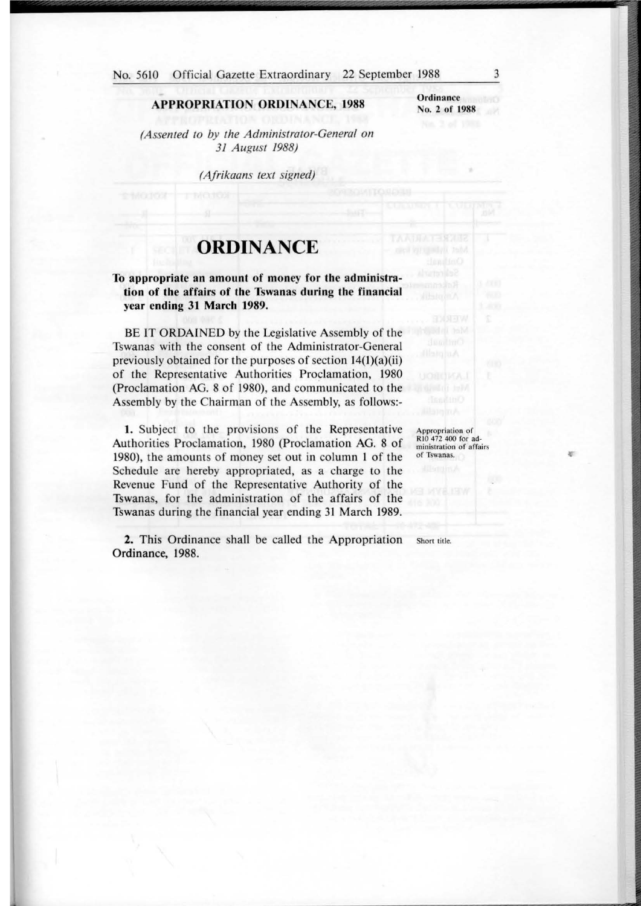**APPROPRIATION ORDINANCE, 1988**

**Ordinance No. 2 of 1988**

*(Assented to by the Administrator-General on 31 August 1988)*

*(Afrikaans text signed)*

# ORDINANCE

**To appropriate an amount of money for the administration of the affairs of the Tswanas during the financial year ending 31 March 1989.**

BE IT ORDAINED by the Legislative Assembly of the Tswanas with the consent of the Administrator-General previously obtained for the purposes of section 14(1)(a)(ii) of the Representative Authorities Proclamation, 1980 (Proclamation AG. 8 of 1980), and communicated to the Assembly by the Chairman of the Assembly, as follows:-

Appropriation of R10 472 400 for administration of affairs of Tswanas.

**1.** Subject to the provisions of the Representative Authorities Proclamation, 1980 (Proclamation AG. 8 of 1980), the amounts of money set out in column 1 of the Schedule are hereby appropriated, as a charge to the Revenue Fund of the Representative Authority of the Tswanas, for the administration of the affairs of the Tswanas during the financial year ending 31 March 1989.

Short title.

**2.** This Ordinance shall be called the Appropriation Ordinance, 1988.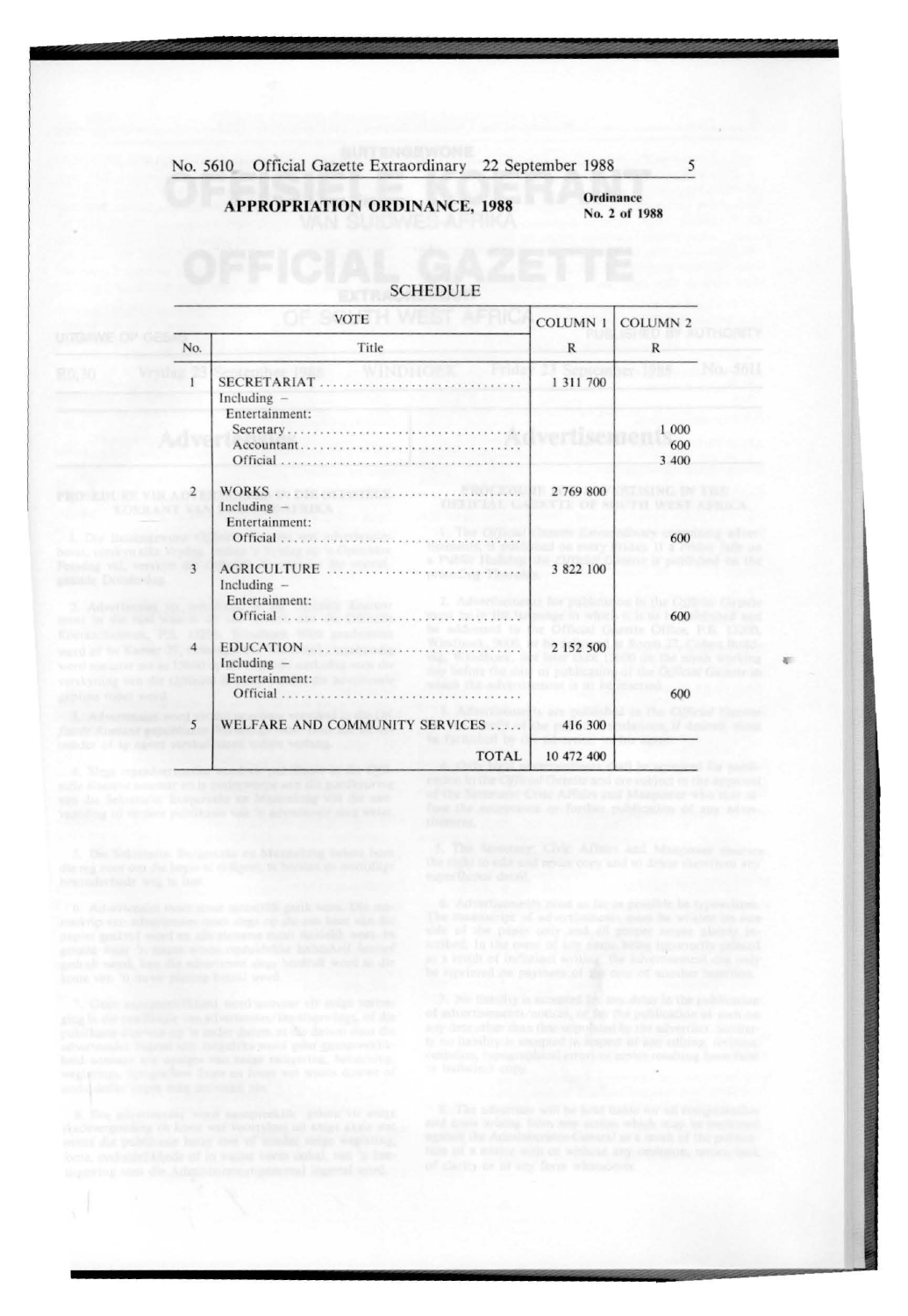## APPROPRIATION ORDINANCE, 1988

Ordinance No. 2 of 1988

### SCHEDULE

| VOTE | | COLUMN 1 | COLUMN 2 |
|---|---|---|---|
| No. | Title | R | R |
| 1 | SECRETARIAT | 1 311 700 | |
| | Including – | | |
| | Entertainment: | | |
| | Secretary | | 1 000 |
| | Accountant | | 600 |
| | Official | | 3 400 |
| 2 | WORKS | 2 769 800 | |
| | Including – | | |
| | Entertainment: | | |
| | Official | | 600 |
| 3 | AGRICULTURE | 3 822 100 | |
| | Including – | | |
| | Entertainment: | | |
| | Official | | 600 |
| 4 | EDUCATION | 2 152 500 | |
| | Including – | | |
| | Entertainment: | | |
| | Official | | 600 |
| 5 | WELFARE AND COMMUNITY SERVICES | 416 300 | |
| | TOTAL | 10 472 400 | |